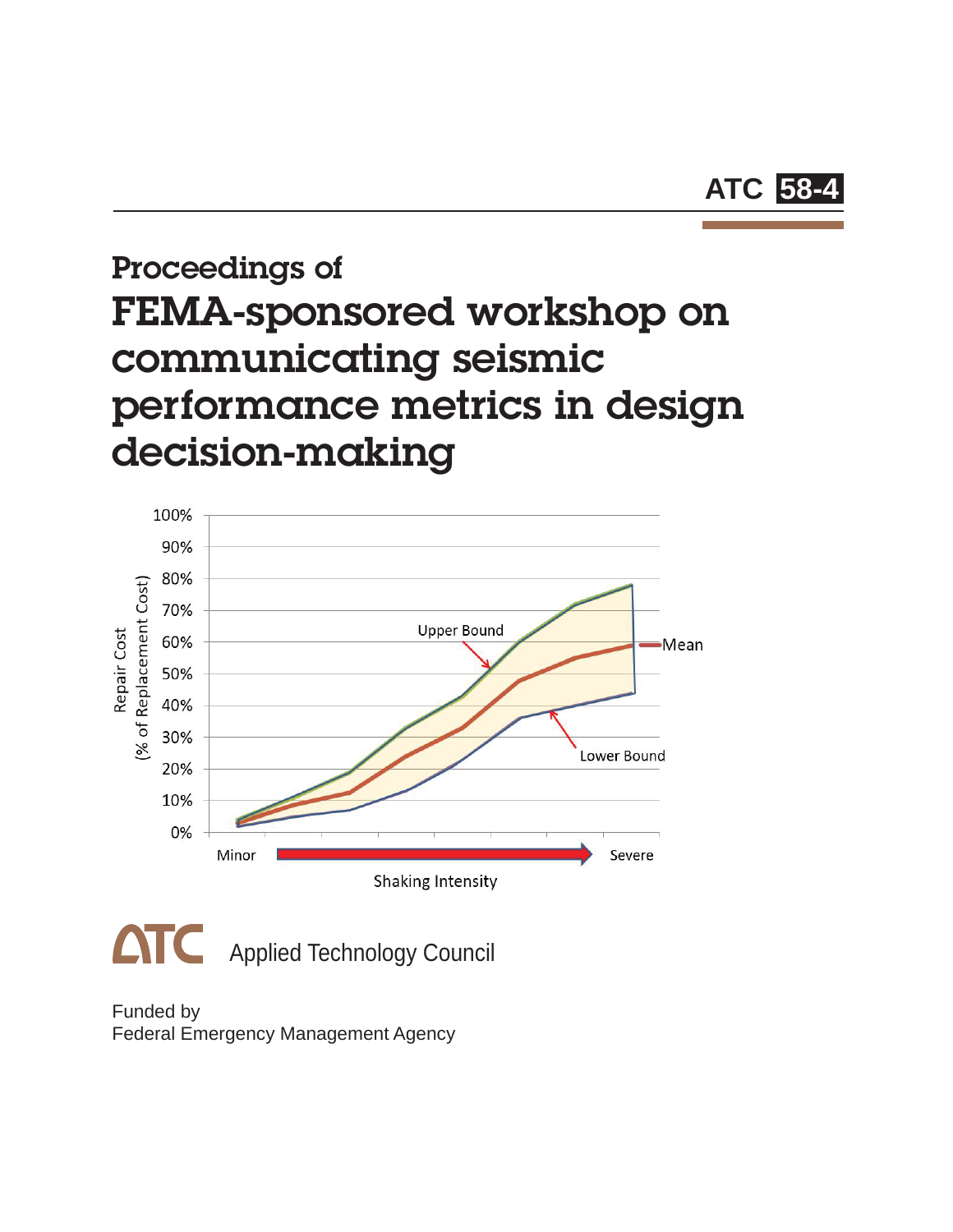ATC 58-4

Proceedings of

# FEMA-sponsored workshop on communicating seismic performance metrics in design decision-making

100%
90%
80%
70%
60%
50%
40%
30%
20%
10%
0%

Repair Cost (% of Replacement Cost)

Upper Bound

Mean

Lower Bound

Minor

Severe

Shaking Intensity

ATC Applied Technology Council

Funded by
Federal Emergency Management Agency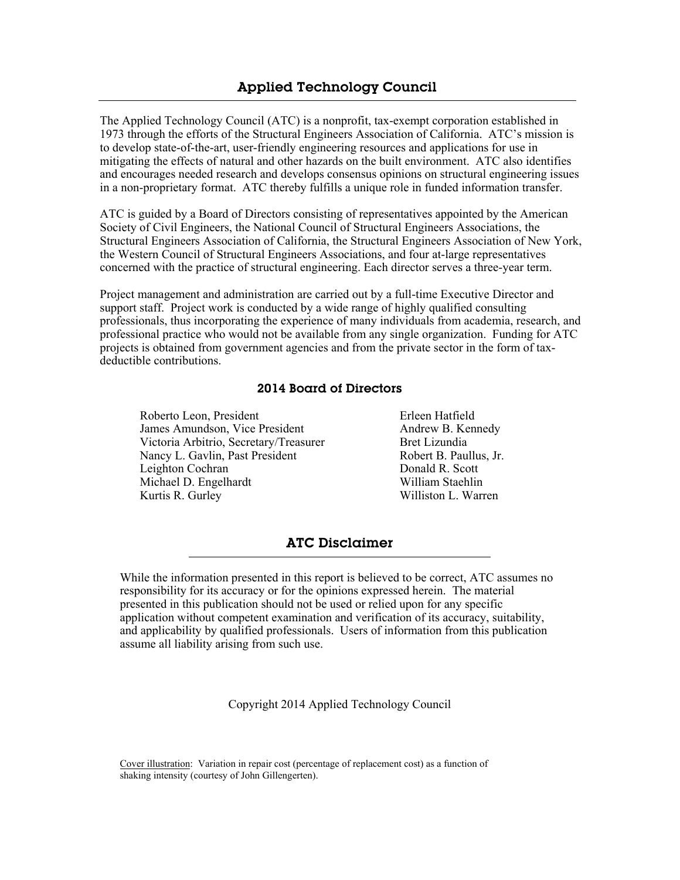# Applied Technology Council

The Applied Technology Council (ATC) is a nonprofit, tax-exempt corporation established in 1973 through the efforts of the Structural Engineers Association of California. ATC's mission is to develop state-of-the-art, user-friendly engineering resources and applications for use in mitigating the effects of natural and other hazards on the built environment. ATC also identifies and encourages needed research and develops consensus opinions on structural engineering issues in a non-proprietary format. ATC thereby fulfills a unique role in funded information transfer.

ATC is guided by a Board of Directors consisting of representatives appointed by the American Society of Civil Engineers, the National Council of Structural Engineers Associations, the Structural Engineers Association of California, the Structural Engineers Association of New York, the Western Council of Structural Engineers Associations, and four at-large representatives concerned with the practice of structural engineering. Each director serves a three-year term.

Project management and administration are carried out by a full-time Executive Director and support staff. Project work is conducted by a wide range of highly qualified consulting professionals, thus incorporating the experience of many individuals from academia, research, and professional practice who would not be available from any single organization. Funding for ATC projects is obtained from government agencies and from the private sector in the form of tax-deductible contributions.

## 2014 Board of Directors

Roberto Leon, President
James Amundson, Vice President
Victoria Arbitrio, Secretary/Treasurer
Nancy L. Gavlin, Past President
Leighton Cochran
Michael D. Engelhardt
Kurtis R. Gurley
Erleen Hatfield
Andrew B. Kennedy
Bret Lizundia
Robert B. Paullus, Jr.
Donald R. Scott
William Staehlin
Williston L. Warren

# ATC Disclaimer

While the information presented in this report is believed to be correct, ATC assumes no responsibility for its accuracy or for the opinions expressed herein. The material presented in this publication should not be used or relied upon for any specific application without competent examination and verification of its accuracy, suitability, and applicability by qualified professionals. Users of information from this publication assume all liability arising from such use.

Copyright 2014 Applied Technology Council

Cover illustration: Variation in repair cost (percentage of replacement cost) as a function of shaking intensity (courtesy of John Gillengerten).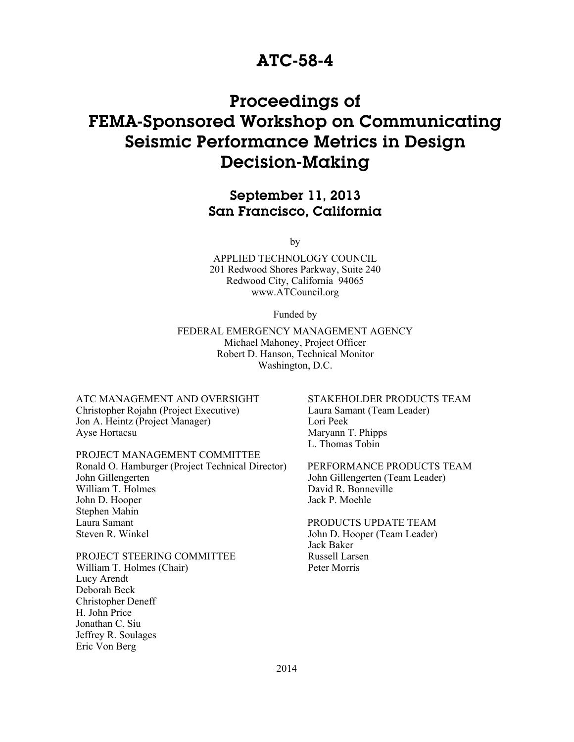# ATC-58-4

# Proceedings of FEMA-Sponsored Workshop on Communicating Seismic Performance Metrics in Design Decision-Making

## September 11, 2013
## San Francisco, California

by

APPLIED TECHNOLOGY COUNCIL
201 Redwood Shores Parkway, Suite 240
Redwood City, California 94065
www.ATCouncil.org

Funded by

FEDERAL EMERGENCY MANAGEMENT AGENCY
Michael Mahoney, Project Officer
Robert D. Hanson, Technical Monitor
Washington, D.C.

ATC MANAGEMENT AND OVERSIGHT
Christopher Rojahn (Project Executive)
Jon A. Heintz (Project Manager)
Ayse Hortacsu

PROJECT MANAGEMENT COMMITTEE
Ronald O. Hamburger (Project Technical Director)
John Gillengerten
William T. Holmes
John D. Hooper
Stephen Mahin
Laura Samant
Steven R. Winkel

PROJECT STEERING COMMITTEE
William T. Holmes (Chair)
Lucy Arendt
Deborah Beck
Christopher Deneff
H. John Price
Jonathan C. Siu
Jeffrey R. Soulages
Eric Von Berg

STAKEHOLDER PRODUCTS TEAM
Laura Samant (Team Leader)
Lori Peek
Maryann T. Phipps
L. Thomas Tobin

PERFORMANCE PRODUCTS TEAM
John Gillengerten (Team Leader)
David R. Bonneville
Jack P. Moehle

PRODUCTS UPDATE TEAM
John D. Hooper (Team Leader)
Jack Baker
Russell Larsen
Peter Morris

2014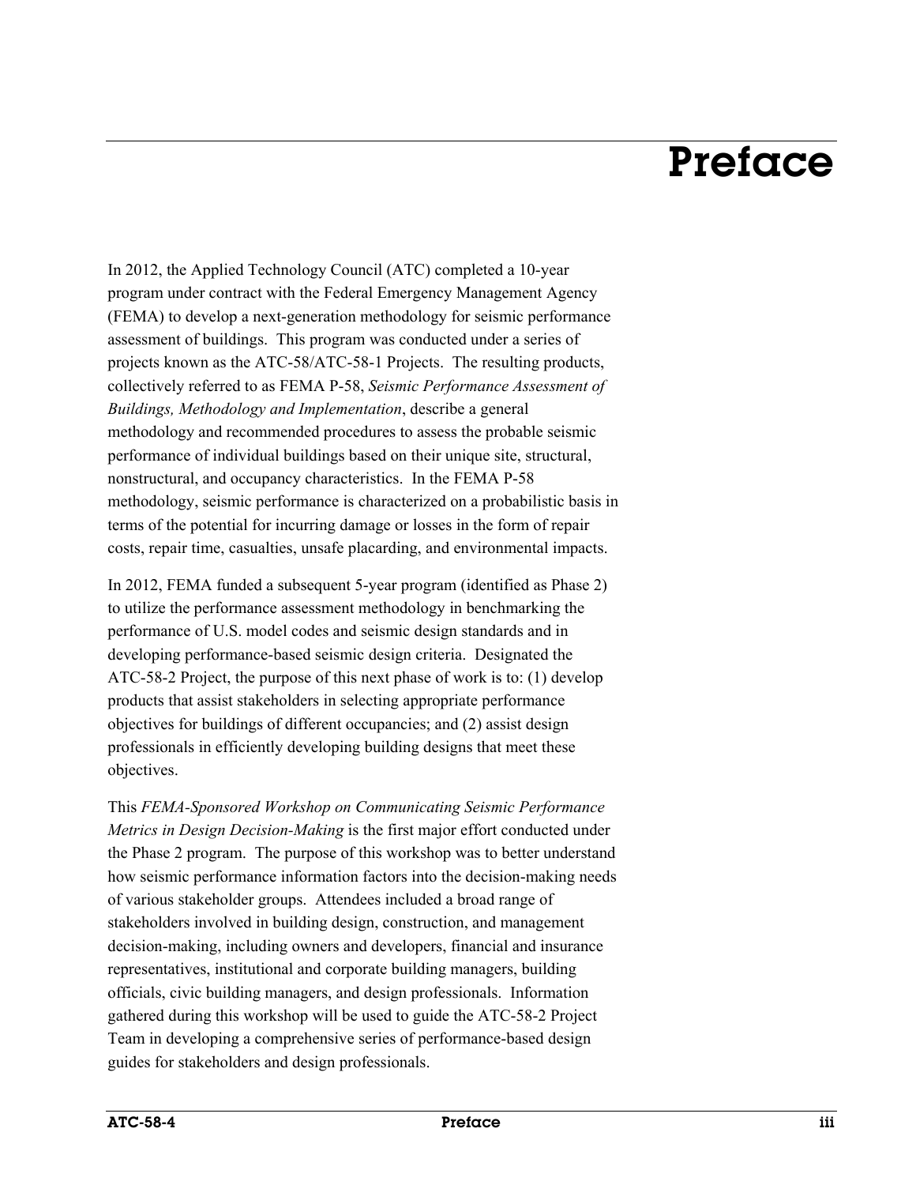# Preface

In 2012, the Applied Technology Council (ATC) completed a 10-year program under contract with the Federal Emergency Management Agency (FEMA) to develop a next-generation methodology for seismic performance assessment of buildings. This program was conducted under a series of projects known as the ATC-58/ATC-58-1 Projects. The resulting products, collectively referred to as FEMA P-58, *Seismic Performance Assessment of Buildings, Methodology and Implementation*, describe a general methodology and recommended procedures to assess the probable seismic performance of individual buildings based on their unique site, structural, nonstructural, and occupancy characteristics. In the FEMA P-58 methodology, seismic performance is characterized on a probabilistic basis in terms of the potential for incurring damage or losses in the form of repair costs, repair time, casualties, unsafe placarding, and environmental impacts.

In 2012, FEMA funded a subsequent 5-year program (identified as Phase 2) to utilize the performance assessment methodology in benchmarking the performance of U.S. model codes and seismic design standards and in developing performance-based seismic design criteria. Designated the ATC-58-2 Project, the purpose of this next phase of work is to: (1) develop products that assist stakeholders in selecting appropriate performance objectives for buildings of different occupancies; and (2) assist design professionals in efficiently developing building designs that meet these objectives.

This *FEMA-Sponsored Workshop on Communicating Seismic Performance Metrics in Design Decision-Making* is the first major effort conducted under the Phase 2 program. The purpose of this workshop was to better understand how seismic performance information factors into the decision-making needs of various stakeholder groups. Attendees included a broad range of stakeholders involved in building design, construction, and management decision-making, including owners and developers, financial and insurance representatives, institutional and corporate building managers, building officials, civic building managers, and design professionals. Information gathered during this workshop will be used to guide the ATC-58-2 Project Team in developing a comprehensive series of performance-based design guides for stakeholders and design professionals.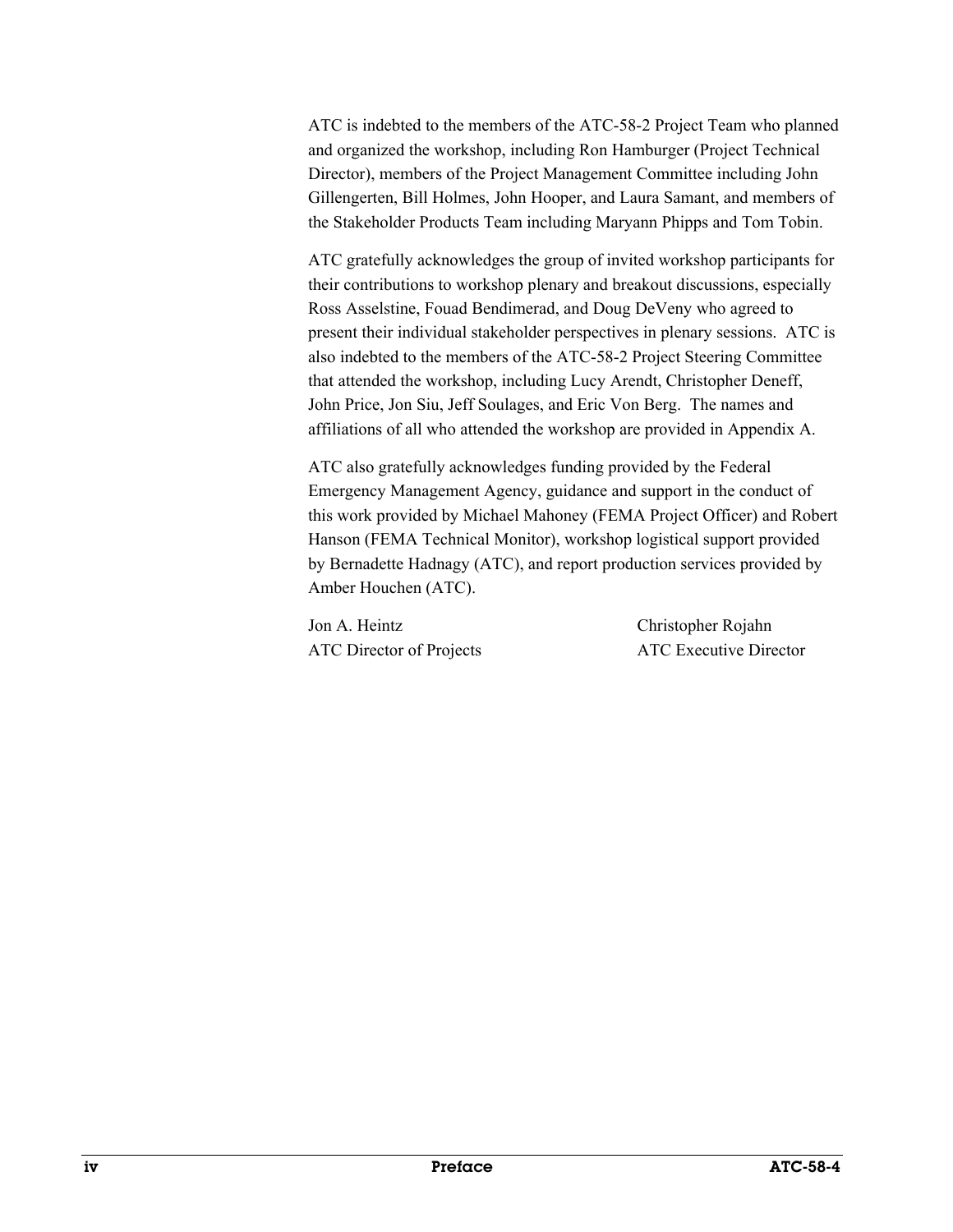ATC is indebted to the members of the ATC-58-2 Project Team who planned and organized the workshop, including Ron Hamburger (Project Technical Director), members of the Project Management Committee including John Gillengerten, Bill Holmes, John Hooper, and Laura Samant, and members of the Stakeholder Products Team including Maryann Phipps and Tom Tobin.

ATC gratefully acknowledges the group of invited workshop participants for their contributions to workshop plenary and breakout discussions, especially Ross Asselstine, Fouad Bendimerad, and Doug DeVeny who agreed to present their individual stakeholder perspectives in plenary sessions. ATC is also indebted to the members of the ATC-58-2 Project Steering Committee that attended the workshop, including Lucy Arendt, Christopher Deneff, John Price, Jon Siu, Jeff Soulages, and Eric Von Berg. The names and affiliations of all who attended the workshop are provided in Appendix A.

ATC also gratefully acknowledges funding provided by the Federal Emergency Management Agency, guidance and support in the conduct of this work provided by Michael Mahoney (FEMA Project Officer) and Robert Hanson (FEMA Technical Monitor), workshop logistical support provided by Bernadette Hadnagy (ATC), and report production services provided by Amber Houchen (ATC).

Jon A. Heintz  
ATC Director of Projects

Christopher Rojahn  
ATC Executive Director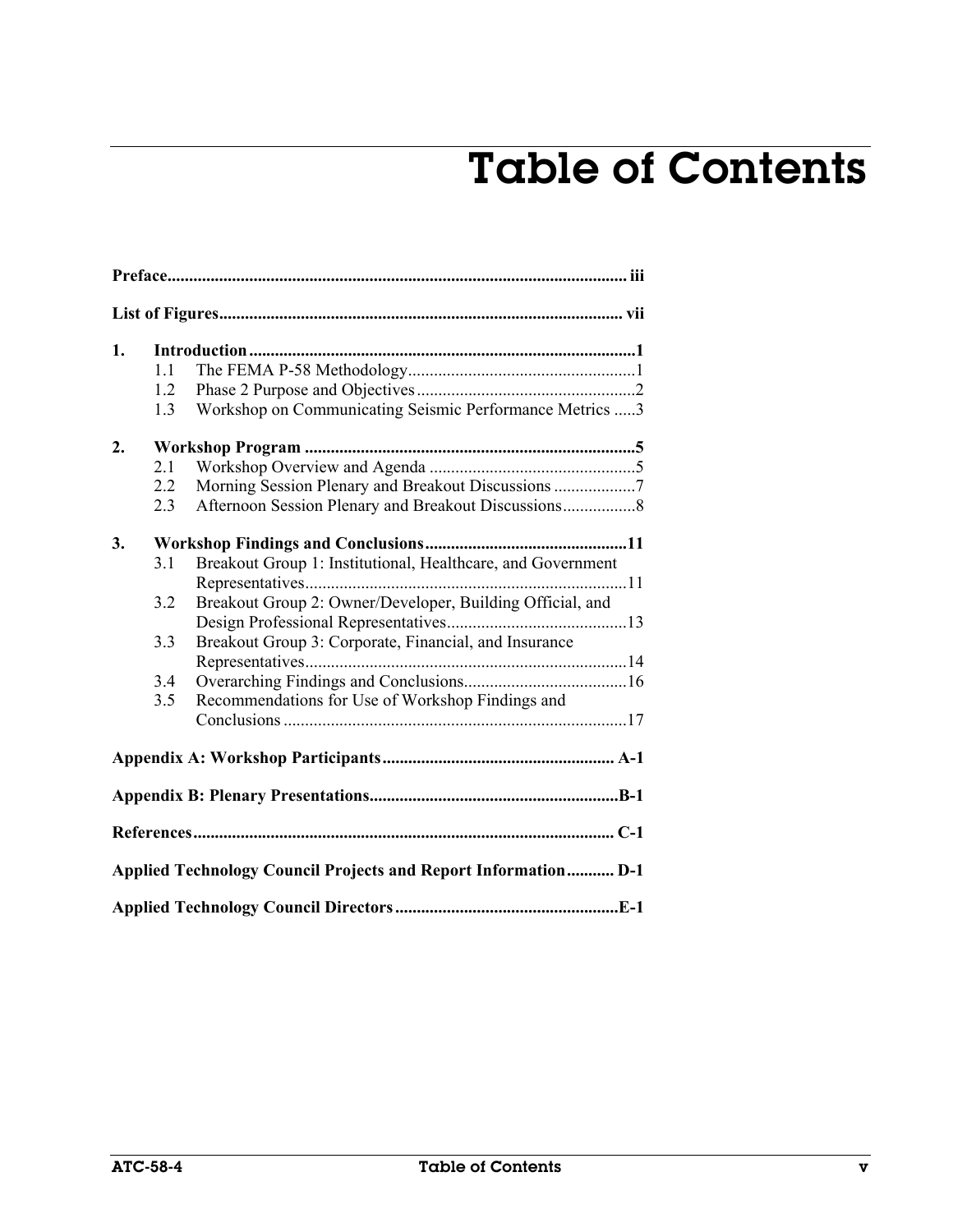# Table of Contents

**Preface** .......................................................................................... iii

**List of Figures** .................................................................................. vii

**1. Introduction** ..........................................................................................1

- 1.1 The FEMA P-58 Methodology .....................................................1
- 1.2 Phase 2 Purpose and Objectives ...................................................2
- 1.3 Workshop on Communicating Seismic Performance Metrics .....3

**2. Workshop Program** ............................................................................5

- 2.1 Workshop Overview and Agenda ................................................5
- 2.2 Morning Session Plenary and Breakout Discussions ...................7
- 2.3 Afternoon Session Plenary and Breakout Discussions .................8

**3. Workshop Findings and Conclusions** ...............................................11

- 3.1 Breakout Group 1: Institutional, Healthcare, and Government Representatives ...........................................................................11
- 3.2 Breakout Group 2: Owner/Developer, Building Official, and Design Professional Representatives ..........................................13
- 3.3 Breakout Group 3: Corporate, Financial, and Insurance Representatives ...........................................................................14
- 3.4 Overarching Findings and Conclusions ......................................16
- 3.5 Recommendations for Use of Workshop Findings and Conclusions ................................................................................17

**Appendix A: Workshop Participants** ...................................................... A-1

**Appendix B: Plenary Presentations** .........................................................B-1

**References** ................................................................................................ C-1

**Applied Technology Council Projects and Report Information** ........... D-1

**Applied Technology Council Directors** ....................................................E-1